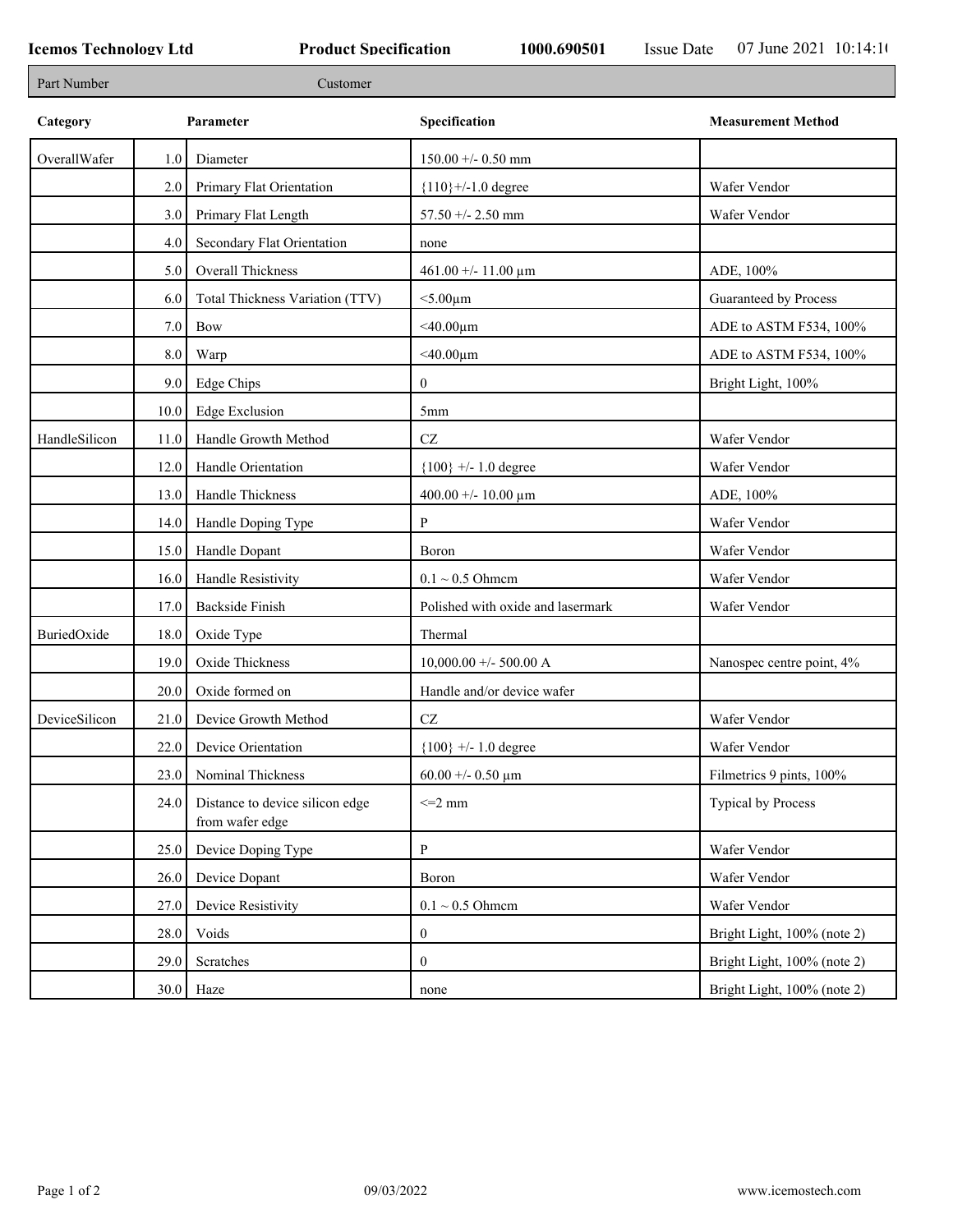**Icemos Technology Ltd** **Product Specification** **1000.690501** Issue Date 07 June 2021 10:14:1(

| Part Number | Customer |
|---|---|

| Category | | Parameter | Specification | Measurement Method |
|---|---|---|---|---|
| OverallWafer | 1.0 | Diameter | 150.00 +/- 0.50 mm | |
| | 2.0 | Primary Flat Orientation | {110}+/-1.0 degree | Wafer Vendor |
| | 3.0 | Primary Flat Length | 57.50 +/- 2.50 mm | Wafer Vendor |
| | 4.0 | Secondary Flat Orientation | none | |
| | 5.0 | Overall Thickness | 461.00 +/- 11.00 µm | ADE, 100% |
| | 6.0 | Total Thickness Variation (TTV) | <5.00µm | Guaranteed by Process |
| | 7.0 | Bow | <40.00µm | ADE to ASTM F534, 100% |
| | 8.0 | Warp | <40.00µm | ADE to ASTM F534, 100% |
| | 9.0 | Edge Chips | 0 | Bright Light, 100% |
| | 10.0 | Edge Exclusion | 5mm | |
| HandleSilicon | 11.0 | Handle Growth Method | CZ | Wafer Vendor |
| | 12.0 | Handle Orientation | {100} +/- 1.0 degree | Wafer Vendor |
| | 13.0 | Handle Thickness | 400.00 +/- 10.00 µm | ADE, 100% |
| | 14.0 | Handle Doping Type | P | Wafer Vendor |
| | 15.0 | Handle Dopant | Boron | Wafer Vendor |
| | 16.0 | Handle Resistivity | 0.1 ~ 0.5 Ohmcm | Wafer Vendor |
| | 17.0 | Backside Finish | Polished with oxide and lasermark | Wafer Vendor |
| BuriedOxide | 18.0 | Oxide Type | Thermal | |
| | 19.0 | Oxide Thickness | 10,000.00 +/- 500.00 A | Nanospec centre point, 4% |
| | 20.0 | Oxide formed on | Handle and/or device wafer | |
| DeviceSilicon | 21.0 | Device Growth Method | CZ | Wafer Vendor |
| | 22.0 | Device Orientation | {100} +/- 1.0 degree | Wafer Vendor |
| | 23.0 | Nominal Thickness | 60.00 +/- 0.50 µm | Filmetrics 9 pints, 100% |
| | 24.0 | Distance to device silicon edge from wafer edge | <=2 mm | Typical by Process |
| | 25.0 | Device Doping Type | P | Wafer Vendor |
| | 26.0 | Device Dopant | Boron | Wafer Vendor |
| | 27.0 | Device Resistivity | 0.1 ~ 0.5 Ohmcm | Wafer Vendor |
| | 28.0 | Voids | 0 | Bright Light, 100% (note 2) |
| | 29.0 | Scratches | 0 | Bright Light, 100% (note 2) |
| | 30.0 | Haze | none | Bright Light, 100% (note 2) |

09/03/2022 www.icemostech.com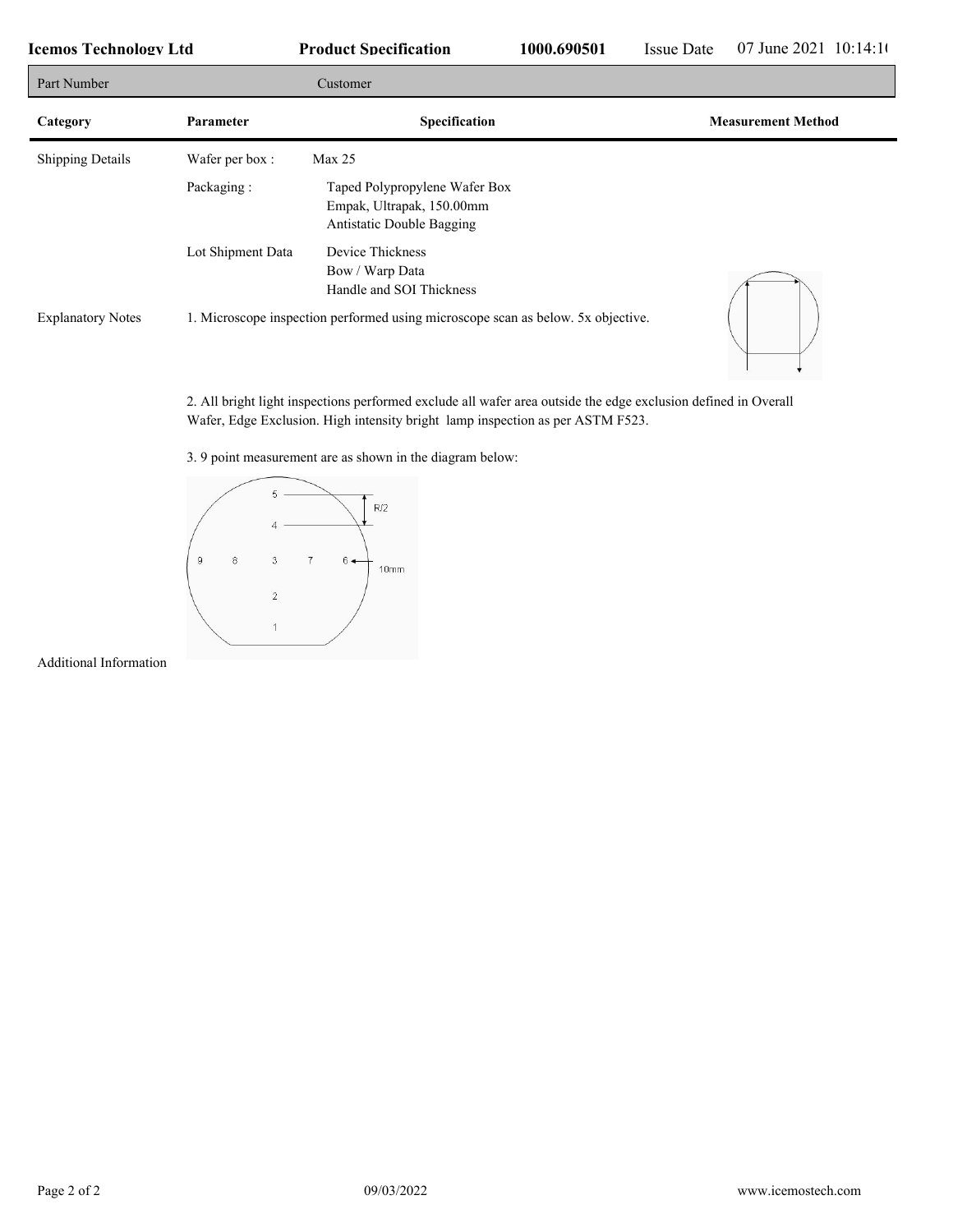| Part Number | | Customer | |
|---|---|---|---|
| **Category** | **Parameter** | **Specification** | **Measurement Method** |
| Shipping Details | Wafer per box : | Max 25 | |
| | Packaging : | Taped Polypropylene Wafer Box<br>Empak, Ultrapak, 150.00mm<br>Antistatic Double Bagging | |
| | Lot Shipment Data | Device Thickness<br>Bow / Warp Data<br>Handle and SOI Thickness | |
| Explanatory Notes | 1. Microscope inspection performed using microscope scan as below. 5x objective. | | |

2. All bright light inspections performed exclude all wafer area outside the edge exclusion defined in Overall Wafer, Edge Exclusion. High intensity bright lamp inspection as per ASTM F523.

3. 9 point measurement are as shown in the diagram below:

5
R/2
4
9 8 3 7 6
10mm
2
1

Additional Information